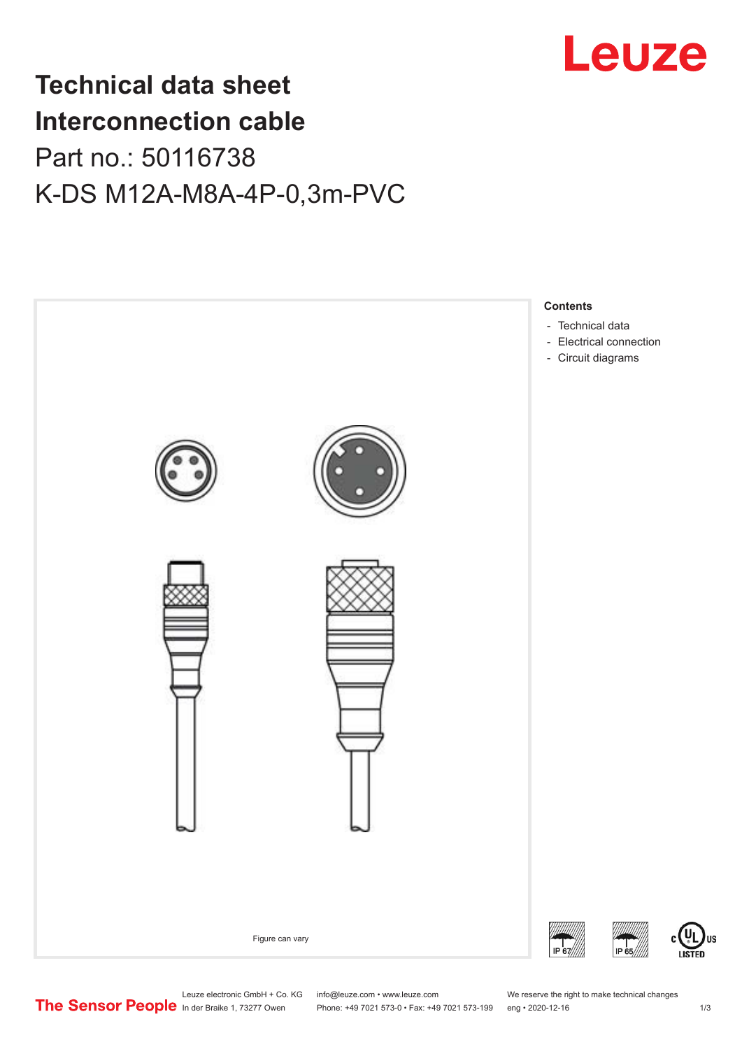Leuze

# Technical data sheet
# Interconnection cable

## Part no.: 50116738

## K-DS M12A-M8A-4P-0,3m-PVC

Figure can vary

**Contents**

- Technical data
- Electrical connection
- Circuit diagrams

IP 67 IP 65 c UL US LISTED

The Sensor People

Leuze electronic GmbH + Co. KG
In der Braike 1, 73277 Owen

info@leuze.com • www.leuze.com
Phone: +49 7021 573-0 • Fax: +49 7021 573-199

We reserve the right to make technical changes
eng • 2020-12-16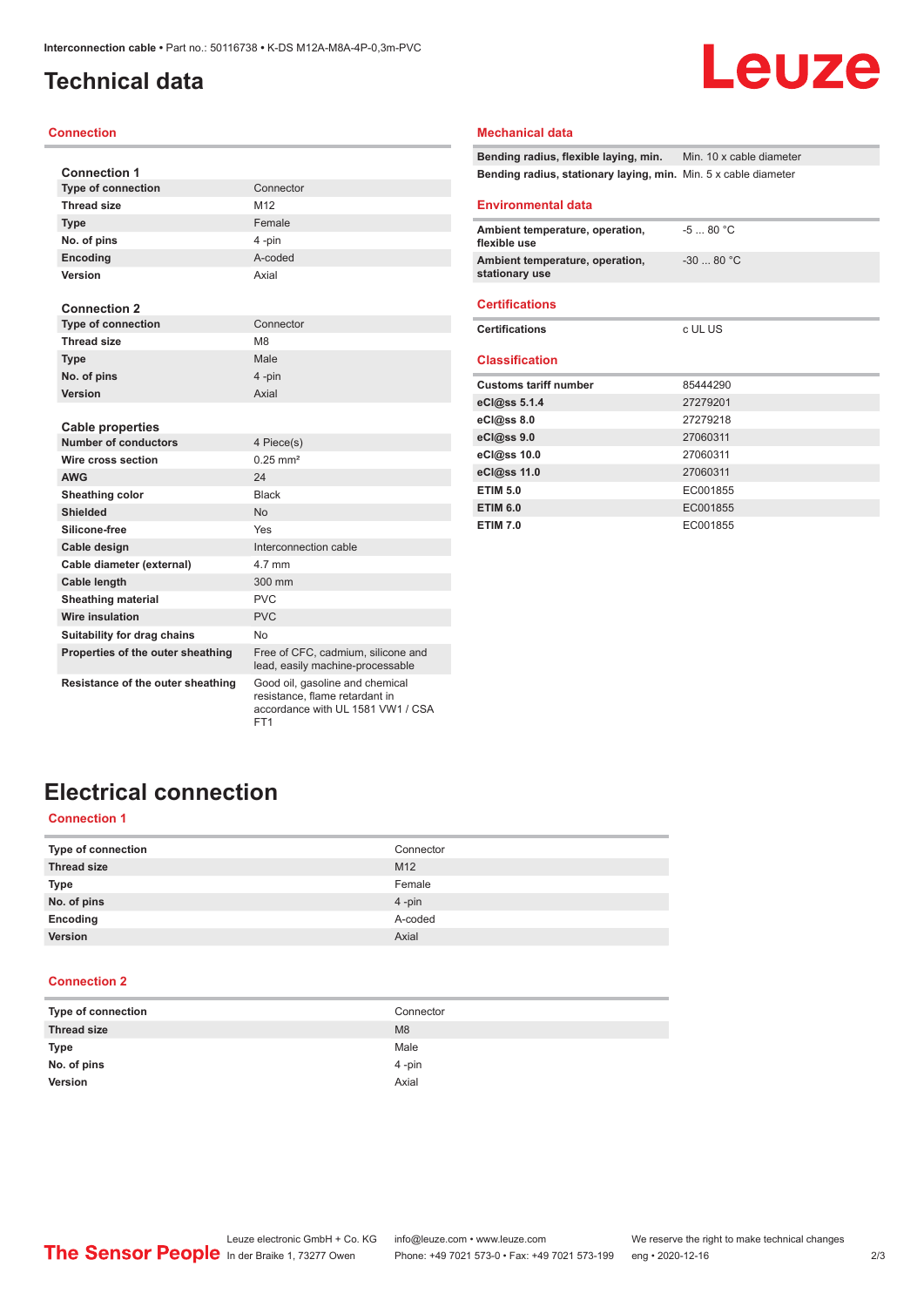# Technical data

## Connection

| Connection 1 | |
|---|---|
| **Type of connection** | Connector |
| **Thread size** | M12 |
| **Type** | Female |
| **No. of pins** | 4 -pin |
| **Encoding** | A-coded |
| **Version** | Axial |

| Connection 2 | |
|---|---|
| **Type of connection** | Connector |
| **Thread size** | M8 |
| **Type** | Male |
| **No. of pins** | 4 -pin |
| **Version** | Axial |

| Cable properties | |
|---|---|
| **Number of conductors** | 4 Piece(s) |
| **Wire cross section** | 0.25 mm² |
| **AWG** | 24 |
| **Sheathing color** | Black |
| **Shielded** | No |
| **Silicone-free** | Yes |
| **Cable design** | Interconnection cable |
| **Cable diameter (external)** | 4.7 mm |
| **Cable length** | 300 mm |
| **Sheathing material** | PVC |
| **Wire insulation** | PVC |
| **Suitability for drag chains** | No |
| **Properties of the outer sheathing** | Free of CFC, cadmium, silicone and lead, easily machine-processable |
| **Resistance of the outer sheathing** | Good oil, gasoline and chemical resistance, flame retardant in accordance with UL 1581 VW1 / CSA FT1 |

## Mechanical data

| | |
|---|---|
| **Bending radius, flexible laying, min.** | Min. 10 x cable diameter |
| **Bending radius, stationary laying, min.** | Min. 5 x cable diameter |

## Environmental data

| | |
|---|---|
| **Ambient temperature, operation, flexible use** | -5 ... 80 °C |
| **Ambient temperature, operation, stationary use** | -30 ... 80 °C |

## Certifications

| | |
|---|---|
| **Certifications** | c UL US |

## Classification

| | |
|---|---|
| **Customs tariff number** | 85444290 |
| **eCl@ss 5.1.4** | 27279201 |
| **eCl@ss 8.0** | 27279218 |
| **eCl@ss 9.0** | 27060311 |
| **eCl@ss 10.0** | 27060311 |
| **eCl@ss 11.0** | 27060311 |
| **ETIM 5.0** | EC001855 |
| **ETIM 6.0** | EC001855 |
| **ETIM 7.0** | EC001855 |

# Electrical connection

## Connection 1

| | |
|---|---|
| **Type of connection** | Connector |
| **Thread size** | M12 |
| **Type** | Female |
| **No. of pins** | 4 -pin |
| **Encoding** | A-coded |
| **Version** | Axial |

## Connection 2

| | |
|---|---|
| **Type of connection** | Connector |
| **Thread size** | M8 |
| **Type** | Male |
| **No. of pins** | 4 -pin |
| **Version** | Axial |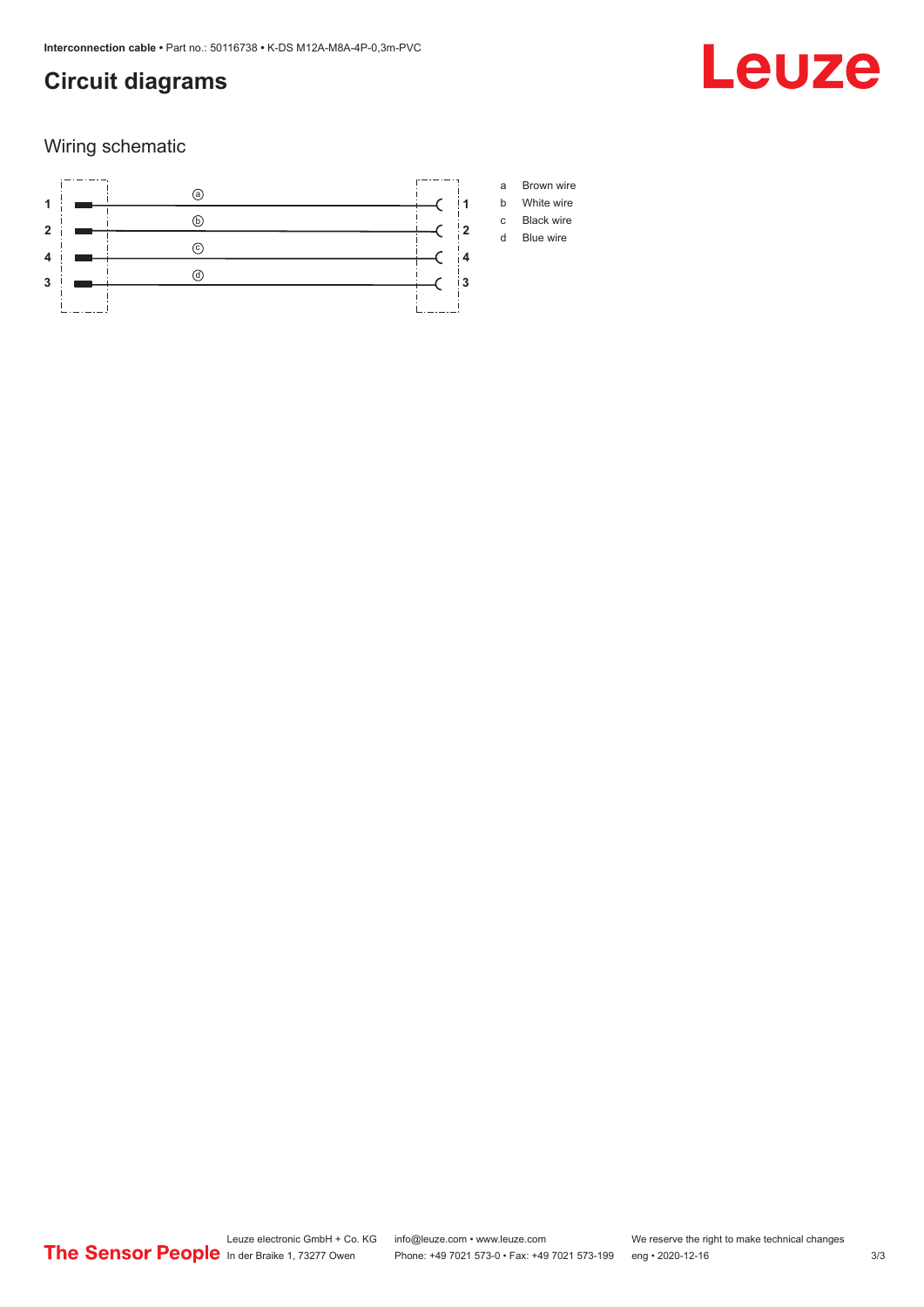# Circuit diagrams

## Wiring schematic

1
2
4
3

a
b
c
d

1
2
4
3

a Brown wire
b White wire
c Black wire
d Blue wire